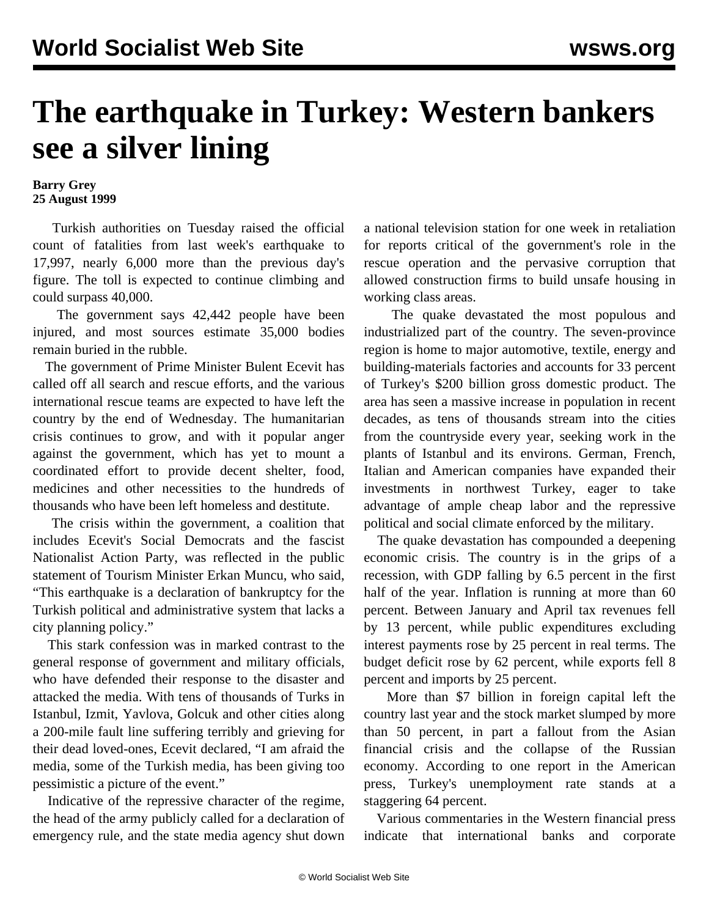# The earthquake in Turkey: Western bankers see a silver lining

**Barry Grey**
**25 August 1999**

Turkish authorities on Tuesday raised the official count of fatalities from last week's earthquake to 17,997, nearly 6,000 more than the previous day's figure. The toll is expected to continue climbing and could surpass 40,000.

The government says 42,442 people have been injured, and most sources estimate 35,000 bodies remain buried in the rubble.

The government of Prime Minister Bulent Ecevit has called off all search and rescue efforts, and the various international rescue teams are expected to have left the country by the end of Wednesday. The humanitarian crisis continues to grow, and with it popular anger against the government, which has yet to mount a coordinated effort to provide decent shelter, food, medicines and other necessities to the hundreds of thousands who have been left homeless and destitute.

The crisis within the government, a coalition that includes Ecevit's Social Democrats and the fascist Nationalist Action Party, was reflected in the public statement of Tourism Minister Erkan Muncu, who said, "This earthquake is a declaration of bankruptcy for the Turkish political and administrative system that lacks a city planning policy."

This stark confession was in marked contrast to the general response of government and military officials, who have defended their response to the disaster and attacked the media. With tens of thousands of Turks in Istanbul, Izmit, Yavlova, Golcuk and other cities along a 200-mile fault line suffering terribly and grieving for their dead loved-ones, Ecevit declared, "I am afraid the media, some of the Turkish media, has been giving too pessimistic a picture of the event."

Indicative of the repressive character of the regime, the head of the army publicly called for a declaration of emergency rule, and the state media agency shut down a national television station for one week in retaliation for reports critical of the government's role in the rescue operation and the pervasive corruption that allowed construction firms to build unsafe housing in working class areas.

The quake devastated the most populous and industrialized part of the country. The seven-province region is home to major automotive, textile, energy and building-materials factories and accounts for 33 percent of Turkey's $200 billion gross domestic product. The area has seen a massive increase in population in recent decades, as tens of thousands stream into the cities from the countryside every year, seeking work in the plants of Istanbul and its environs. German, French, Italian and American companies have expanded their investments in northwest Turkey, eager to take advantage of ample cheap labor and the repressive political and social climate enforced by the military.

The quake devastation has compounded a deepening economic crisis. The country is in the grips of a recession, with GDP falling by 6.5 percent in the first half of the year. Inflation is running at more than 60 percent. Between January and April tax revenues fell by 13 percent, while public expenditures excluding interest payments rose by 25 percent in real terms. The budget deficit rose by 62 percent, while exports fell 8 percent and imports by 25 percent.

More than $7 billion in foreign capital left the country last year and the stock market slumped by more than 50 percent, in part a fallout from the Asian financial crisis and the collapse of the Russian economy. According to one report in the American press, Turkey's unemployment rate stands at a staggering 64 percent.

Various commentaries in the Western financial press indicate that international banks and corporate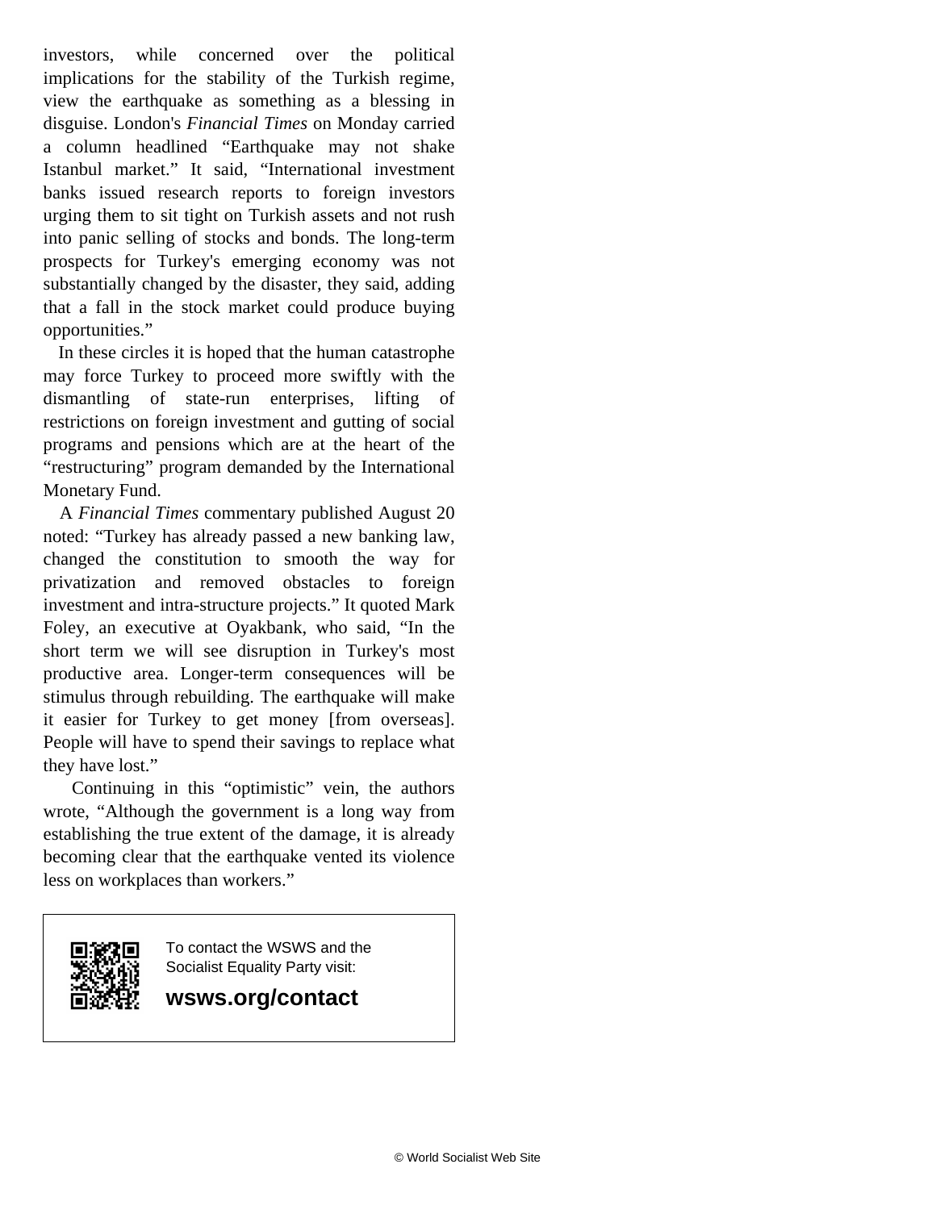investors, while concerned over the political implications for the stability of the Turkish regime, view the earthquake as something as a blessing in disguise. London's *Financial Times* on Monday carried a column headlined "Earthquake may not shake Istanbul market." It said, "International investment banks issued research reports to foreign investors urging them to sit tight on Turkish assets and not rush into panic selling of stocks and bonds. The long-term prospects for Turkey's emerging economy was not substantially changed by the disaster, they said, adding that a fall in the stock market could produce buying opportunities."

In these circles it is hoped that the human catastrophe may force Turkey to proceed more swiftly with the dismantling of state-run enterprises, lifting of restrictions on foreign investment and gutting of social programs and pensions which are at the heart of the "restructuring" program demanded by the International Monetary Fund.

A *Financial Times* commentary published August 20 noted: "Turkey has already passed a new banking law, changed the constitution to smooth the way for privatization and removed obstacles to foreign investment and intra-structure projects." It quoted Mark Foley, an executive at Oyakbank, who said, "In the short term we will see disruption in Turkey's most productive area. Longer-term consequences will be stimulus through rebuilding. The earthquake will make it easier for Turkey to get money [from overseas]. People will have to spend their savings to replace what they have lost."

Continuing in this "optimistic" vein, the authors wrote, "Although the government is a long way from establishing the true extent of the damage, it is already becoming clear that the earthquake vented its violence less on workplaces than workers."

To contact the WSWS and the Socialist Equality Party visit:

**wsws.org/contact**